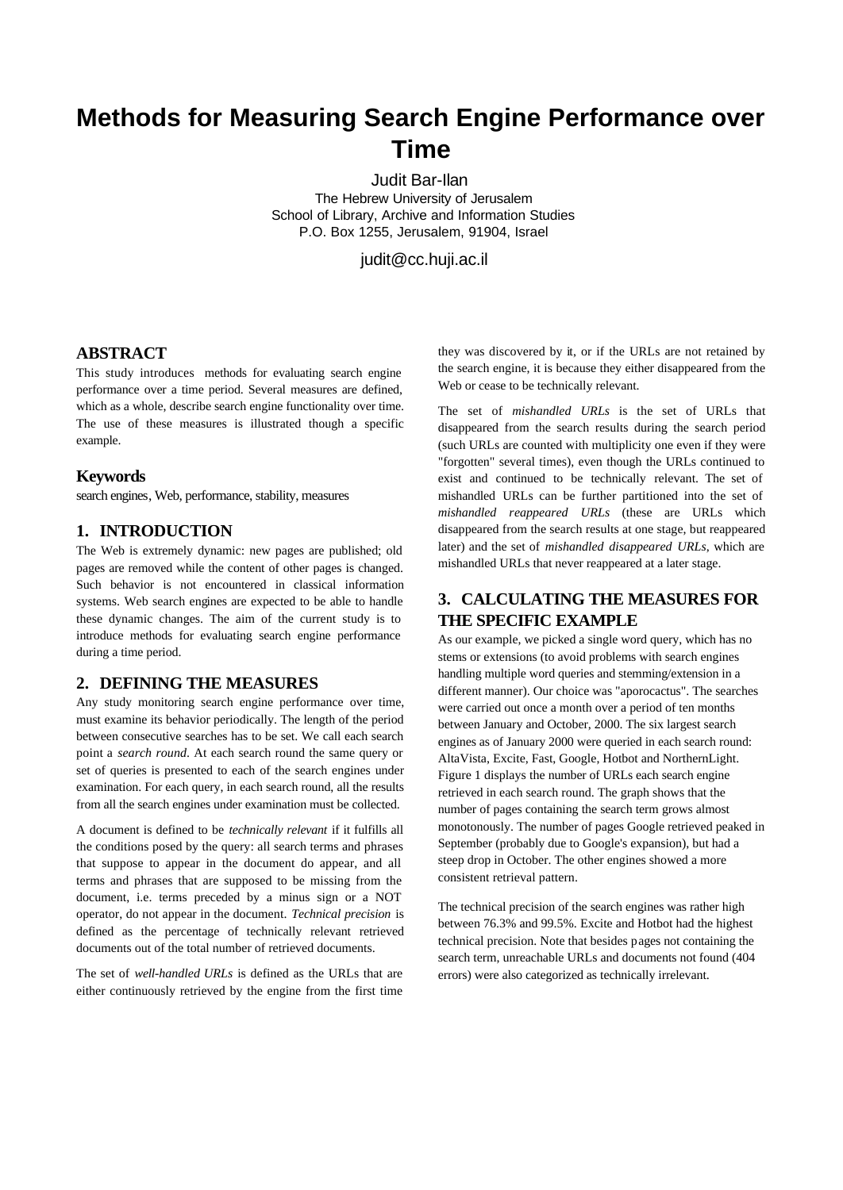# Methods for Measuring Search Engine Performance over Time

Judit Bar-Ilan
The Hebrew University of Jerusalem
School of Library, Archive and Information Studies
P.O. Box 1255, Jerusalem, 91904, Israel

judit@cc.huji.ac.il

## ABSTRACT

This study introduces methods for evaluating search engine performance over a time period. Several measures are defined, which as a whole, describe search engine functionality over time. The use of these measures is illustrated though a specific example.

### Keywords

search engines, Web, performance, stability, measures

## 1. INTRODUCTION

The Web is extremely dynamic: new pages are published; old pages are removed while the content of other pages is changed. Such behavior is not encountered in classical information systems. Web search engines are expected to be able to handle these dynamic changes. The aim of the current study is to introduce methods for evaluating search engine performance during a time period.

## 2. DEFINING THE MEASURES

Any study monitoring search engine performance over time, must examine its behavior periodically. The length of the period between consecutive searches has to be set. We call each search point a *search round*. At each search round the same query or set of queries is presented to each of the search engines under examination. For each query, in each search round, all the results from all the search engines under examination must be collected.

A document is defined to be *technically relevant* if it fulfills all the conditions posed by the query: all search terms and phrases that suppose to appear in the document do appear, and all terms and phrases that are supposed to be missing from the document, i.e. terms preceded by a minus sign or a NOT operator, do not appear in the document. *Technical precision* is defined as the percentage of technically relevant retrieved documents out of the total number of retrieved documents.

The set of *well-handled URLs* is defined as the URLs that are either continuously retrieved by the engine from the first time they was discovered by it, or if the URLs are not retained by the search engine, it is because they either disappeared from the Web or cease to be technically relevant.

The set of *mishandled URLs* is the set of URLs that disappeared from the search results during the search period (such URLs are counted with multiplicity one even if they were "forgotten" several times), even though the URLs continued to exist and continued to be technically relevant. The set of mishandled URLs can be further partitioned into the set of *mishandled reappeared URLs* (these are URLs which disappeared from the search results at one stage, but reappeared later) and the set of *mishandled disappeared URLs*, which are mishandled URLs that never reappeared at a later stage.

## 3. CALCULATING THE MEASURES FOR THE SPECIFIC EXAMPLE

As our example, we picked a single word query, which has no stems or extensions (to avoid problems with search engines handling multiple word queries and stemming/extension in a different manner). Our choice was "aporocactus". The searches were carried out once a month over a period of ten months between January and October, 2000. The six largest search engines as of January 2000 were queried in each search round: AltaVista, Excite, Fast, Google, Hotbot and NorthernLight. Figure 1 displays the number of URLs each search engine retrieved in each search round. The graph shows that the number of pages containing the search term grows almost monotonously. The number of pages Google retrieved peaked in September (probably due to Google's expansion), but had a steep drop in October. The other engines showed a more consistent retrieval pattern.

The technical precision of the search engines was rather high between 76.3% and 99.5%. Excite and Hotbot had the highest technical precision. Note that besides pages not containing the search term, unreachable URLs and documents not found (404 errors) were also categorized as technically irrelevant.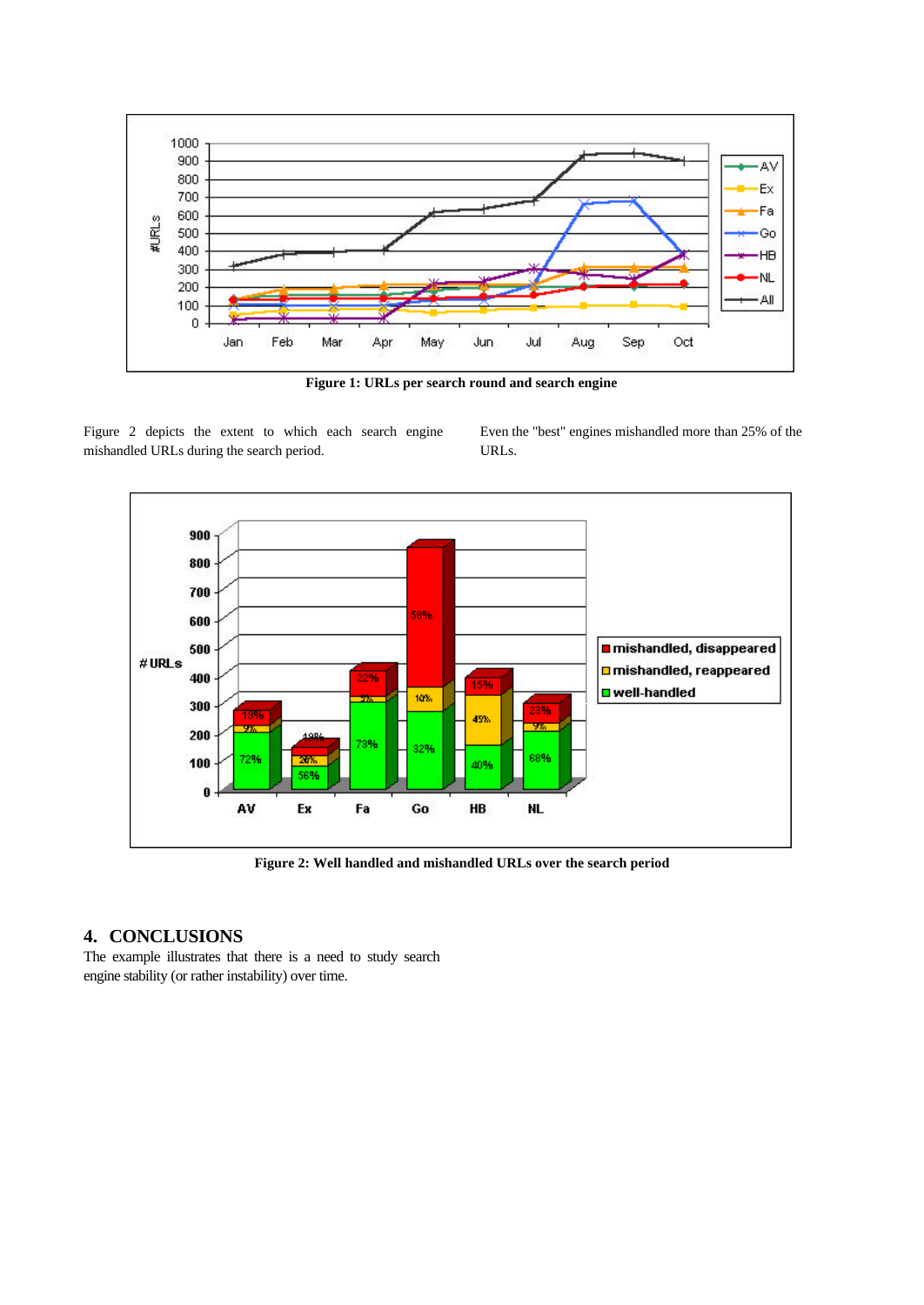1000
900
800
700
600
500
400
300
200
100
0

#URLs

Jan Feb Mar Apr May Jun Jul Aug Sep Oct

AV
Ex
Fa
Go
HB
NL
All

**Figure 1: URLs per search round and search engine**

Figure 2 depicts the extent to which each search engine mishandled URLs during the search period.

Even the "best" engines mishandled more than 25% of the URLs.

900
800
700
600
500
400
300
200
100
0

# URLs

AV Ex Fa Go HB NL

19% 9% 72%
16% 28% 56%
22% 5% 73%
58% 10% 32%
15% 45% 40%
23% 9% 68%

mishandled, disappeared
mishandled, reappeared
well-handled

**Figure 2: Well handled and mishandled URLs over the search period**

## 4. CONCLUSIONS

The example illustrates that there is a need to study search engine stability (or rather instability) over time.